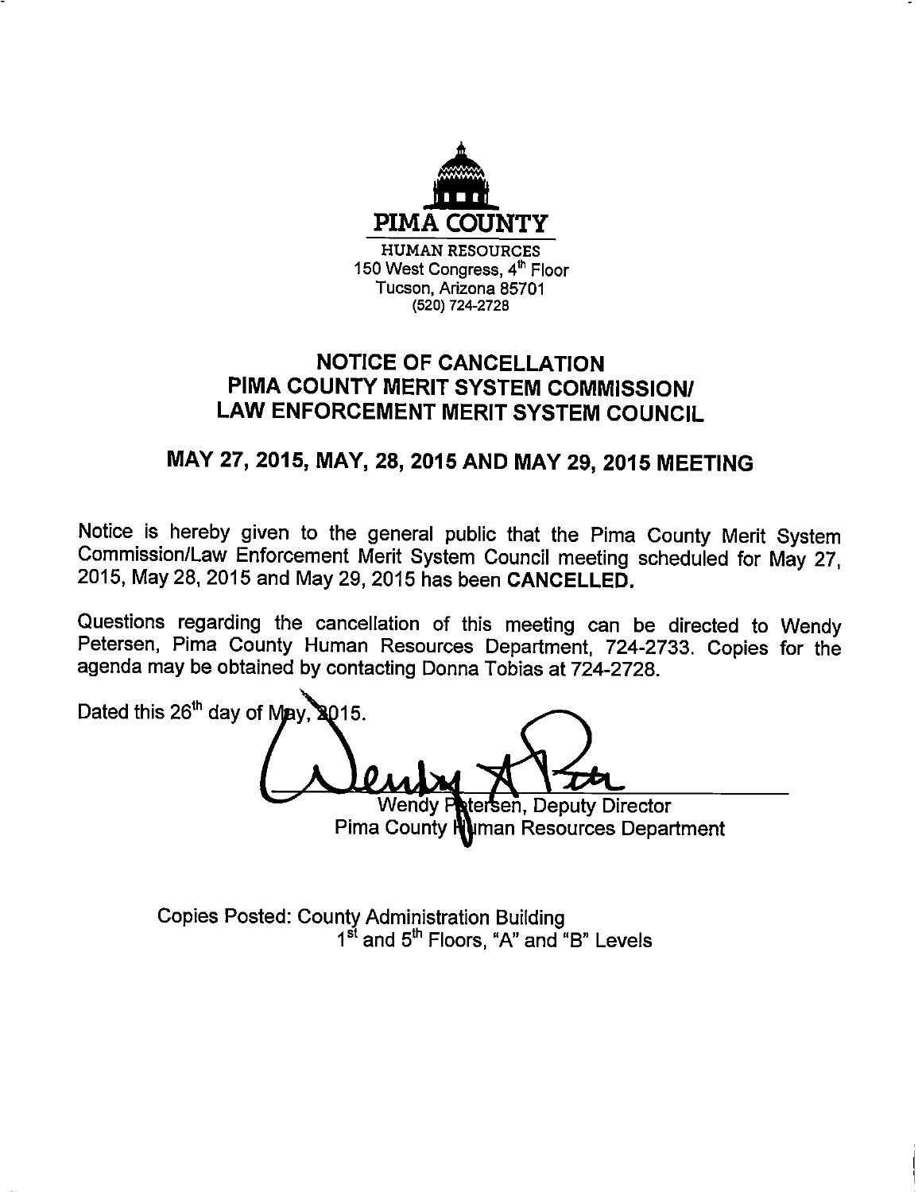PIMA COUNTY

HUMAN RESOURCES
150 West Congress, 4th Floor
Tucson, Arizona 85701
(520) 724-2728

# NOTICE OF CANCELLATION PIMA COUNTY MERIT SYSTEM COMMISSION/ LAW ENFORCEMENT MERIT SYSTEM COUNCIL

## MAY 27, 2015, MAY, 28, 2015 AND MAY 29, 2015 MEETING

Notice is hereby given to the general public that the Pima County Merit System Commission/Law Enforcement Merit System Council meeting scheduled for May 27, 2015, May 28, 2015 and May 29, 2015 has been **CANCELLED.**

Questions regarding the cancellation of this meeting can be directed to Wendy Petersen, Pima County Human Resources Department, 724-2733. Copies for the agenda may be obtained by contacting Donna Tobias at 724-2728.

Dated this 26th day of May, 2015.

Wendy Petersen, Deputy Director
Pima County Human Resources Department

Copies Posted: County Administration Building
1st and 5th Floors, "A" and "B" Levels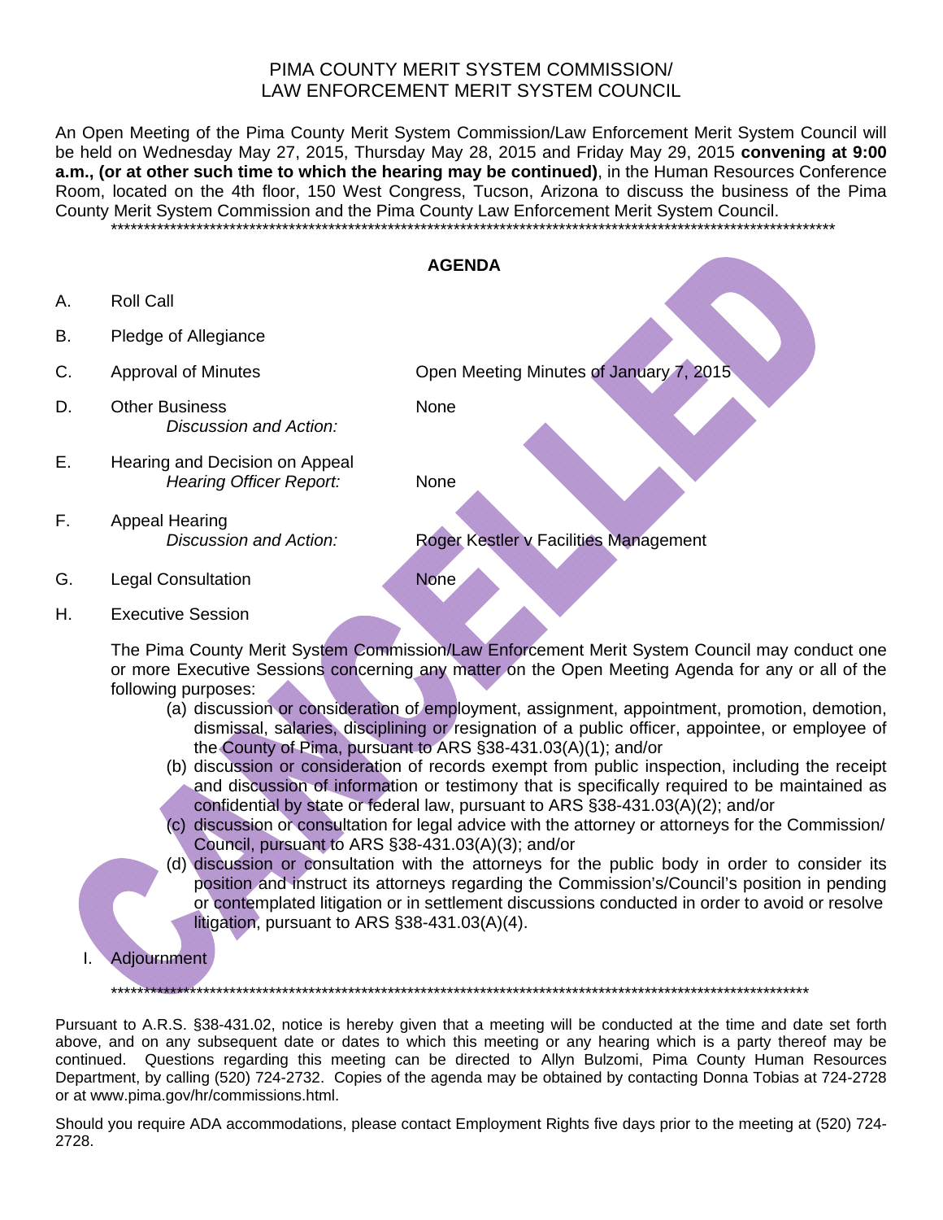# PIMA COUNTY MERIT SYSTEM COMMISSION/ LAW ENFORCEMENT MERIT SYSTEM COUNCIL

An Open Meeting of the Pima County Merit System Commission/Law Enforcement Merit System Council will be held on Wednesday May 27, 2015, Thursday May 28, 2015 and Friday May 29, 2015 **convening at 9:00 a.m., (or at other such time to which the hearing may be continued)**, in the Human Resources Conference Room, located on the 4th floor, 150 West Congress, Tucson, Arizona to discuss the business of the Pima County Merit System Commission and the Pima County Law Enforcement Merit System Council.

\*\*\*\*\*\*\*\*\*\*\*\*\*\*\*\*\*\*\*\*\*\*\*\*\*\*\*\*\*\*\*\*\*\*\*\*\*\*\*\*\*\*\*\*\*\*\*\*\*\*\*\*\*\*\*\*\*\*\*\*\*\*\*\*\*\*\*\*\*\*\*\*\*\*\*\*\*\*\*\*\*\*\*\*\*\*\*\*\*\*\*\*\*\*\*\*\*\*\*\*\*\*\*\*\*\*

CANCELLED

## AGENDA

A. Roll Call

B. Pledge of Allegiance

C. Approval of Minutes — Open Meeting Minutes of January 7, 2015

D. Other Business
*Discussion and Action:* — None

E. Hearing and Decision on Appeal
*Hearing Officer Report:* — None

F. Appeal Hearing
*Discussion and Action:* — Roger Kestler v Facilities Management

G. Legal Consultation — None

H. Executive Session

The Pima County Merit System Commission/Law Enforcement Merit System Council may conduct one or more Executive Sessions concerning any matter on the Open Meeting Agenda for any or all of the following purposes:

(a) discussion or consideration of employment, assignment, appointment, promotion, demotion, dismissal, salaries, disciplining or resignation of a public officer, appointee, or employee of the County of Pima, pursuant to ARS §38-431.03(A)(1); and/or

(b) discussion or consideration of records exempt from public inspection, including the receipt and discussion of information or testimony that is specifically required to be maintained as confidential by state or federal law, pursuant to ARS §38-431.03(A)(2); and/or

(c) discussion or consultation for legal advice with the attorney or attorneys for the Commission/ Council, pursuant to ARS §38-431.03(A)(3); and/or

(d) discussion or consultation with the attorneys for the public body in order to consider its position and instruct its attorneys regarding the Commission's/Council's position in pending or contemplated litigation or in settlement discussions conducted in order to avoid or resolve litigation, pursuant to ARS §38-431.03(A)(4).

I. Adjournment

\*\*\*\*\*\*\*\*\*\*\*\*\*\*\*\*\*\*\*\*\*\*\*\*\*\*\*\*\*\*\*\*\*\*\*\*\*\*\*\*\*\*\*\*\*\*\*\*\*\*\*\*\*\*\*\*\*\*\*\*\*\*\*\*\*\*\*\*\*\*\*\*\*\*\*\*\*\*\*\*\*\*\*\*\*\*\*\*\*\*\*\*\*\*\*\*\*\*\*\*

Pursuant to A.R.S. §38-431.02, notice is hereby given that a meeting will be conducted at the time and date set forth above, and on any subsequent date or dates to which this meeting or any hearing which is a party thereof may be continued. Questions regarding this meeting can be directed to Allyn Bulzomi, Pima County Human Resources Department, by calling (520) 724-2732. Copies of the agenda may be obtained by contacting Donna Tobias at 724-2728 or at www.pima.gov/hr/commissions.html.

Should you require ADA accommodations, please contact Employment Rights five days prior to the meeting at (520) 724-2728.